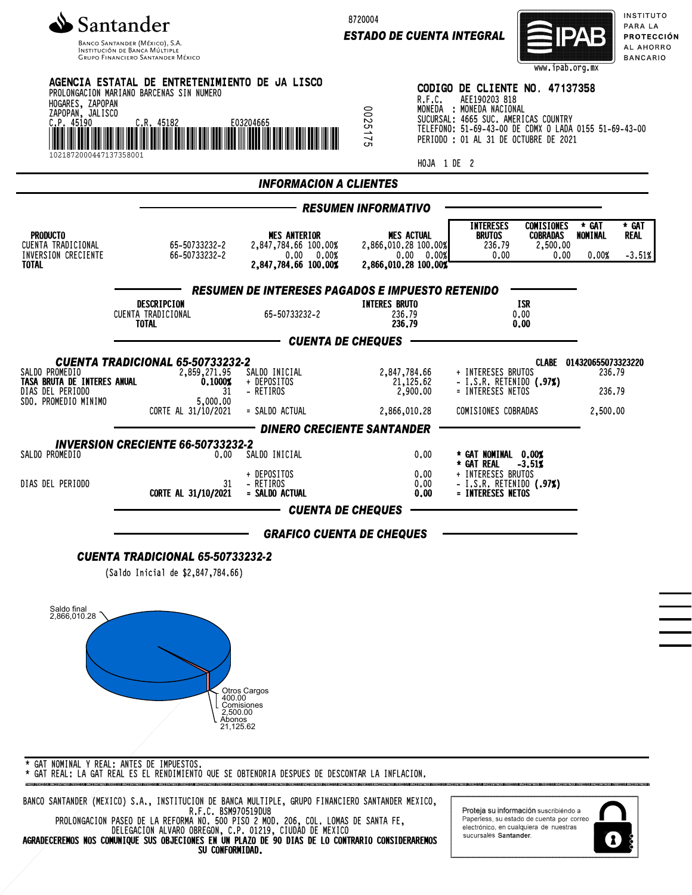**Santander**
Banco Santander (México), S.A.
Institución de Banca Múltiple
Grupo Financiero Santander México

8720004
**ESTADO DE CUENTA INTEGRAL**

IPAB — Instituto para la Protección al Ahorro Bancario — www.ipab.org.mx

**AGENCIA ESTATAL DE ENTRETENIMIENTO DE JA LISCO**
PROLONGACION MARIANO BARCENAS SIN NUMERO
HOGARES, ZAPOPAN
ZAPOPAN, JALISCO
C.P. 45190 C.R. 45182 E03204665
1021872000447137358001

0025175

**CODIGO DE CLIENTE NO. 47137358**
R.F.C. AEE190203 818
MONEDA : MONEDA NACIONAL
SUCURSAL: 4665 SUC. AMERICAS COUNTRY
TELEFONO: 51-69-43-00 DE CDMX O LADA 0155 51-69-43-00
PERIODO : 01 AL 31 DE OCTUBRE DE 2021

HOJA 1 DE 2

## INFORMACION A CLIENTES

### RESUMEN INFORMATIVO

| PRODUCTO | | MES ANTERIOR | MES ACTUAL | INTERESES BRUTOS | COMISIONES COBRADAS | * GAT NOMINAL | * GAT REAL |
|---|---|---|---|---|---|---|---|
| CUENTA TRADICIONAL | 65-50733232-2 | 2,847,784.66 100.00% | 2,866,010.28 100.00% | 236.79 | 2,500.00 | | |
| INVERSION CRECIENTE | 66-50733232-2 | 0.00 0.00% | 0.00 0.00% | 0.00 | 0.00 | 0.00% | -3.51% |
| **TOTAL** | | **2,847,784.66 100.00%** | **2,866,010.28 100.00%** | | | | |

### RESUMEN DE INTERESES PAGADOS E IMPUESTO RETENIDO

| DESCRIPCION | | INTERES BRUTO | ISR |
|---|---|---|---|
| CUENTA TRADICIONAL | 65-50733232-2 | 236.79 | 0.00 |
| **TOTAL** | | **236.79** | **0.00** |

### CUENTA DE CHEQUES

**CUENTA TRADICIONAL 65-50733232-2** — CLABE 014320655073323220

| | | | | | |
|---|---|---|---|---|---|
| SALDO PROMEDIO | 2,859,271.95 | SALDO INICIAL | 2,847,784.66 | + INTERESES BRUTOS | 236.79 |
| **TASA BRUTA DE INTERES ANUAL** | **0.1000%** | + DEPOSITOS | 21,125.62 | - I.S.R. RETENIDO **(.97%)** | |
| DIAS DEL PERIODO | 31 | - RETIROS | 2,900.00 | = INTERESES NETOS | 236.79 |
| SDO. PROMEDIO MINIMO | 5,000.00 | | | | |
| | CORTE AL 31/10/2021 | = SALDO ACTUAL | 2,866,010.28 | COMISIONES COBRADAS | 2,500.00 |

### DINERO CRECIENTE SANTANDER

**INVERSION CRECIENTE 66-50733232-2**

| | | | | | |
|---|---|---|---|---|---|
| SALDO PROMEDIO | 0.00 | SALDO INICIAL | 0.00 | **\* GAT NOMINAL** | **0.00%** |
| | | | | **\* GAT REAL** | **-3.51%** |
| | | + DEPOSITOS | 0.00 | + INTERESES BRUTOS | |
| DIAS DEL PERIODO | 31 | - RETIROS | 0.00 | - I.S.R. RETENIDO **(.97%)** | |
| | **CORTE AL 31/10/2021** | **= SALDO ACTUAL** | **0.00** | **= INTERESES NETOS** | |

### CUENTA DE CHEQUES

### GRAFICO CUENTA DE CHEQUES

**CUENTA TRADICIONAL 65-50733232-2**

(Saldo Inicial de $2,847,784.66)

Saldo final 2,866,010.28
Otros Cargos 400.00
Comisiones 2,500.00
Abonos 21,125.62

\* GAT NOMINAL Y REAL: ANTES DE IMPUESTOS.
\* GAT REAL: LA GAT REAL ES EL RENDIMIENTO QUE SE OBTENDRIA DESPUES DE DESCONTAR LA INFLACION.

BANCO SANTANDER (MEXICO) S.A., INSTITUCION DE BANCA MULTIPLE, GRUPO FINANCIERO SANTANDER MEXICO,
R.F.C. BSM970519DU8
PROLONGACION PASEO DE LA REFORMA NO. 500 PISO 2 MOD. 206, COL. LOMAS DE SANTA FE,
DELEGACION ALVARO OBREGON, C.P. 01219, CIUDAD DE MEXICO
**AGRADECEREMOS NOS COMUNIQUE SUS OBJECIONES EN UN PLAZO DE 90 DIAS DE LO CONTRARIO CONSIDERAREMOS SU CONFORMIDAD.**

Proteja su información suscribiéndo a Paperless, su estado de cuenta por correo electrónico, en cualquiera de nuestras sucursales **Santander**.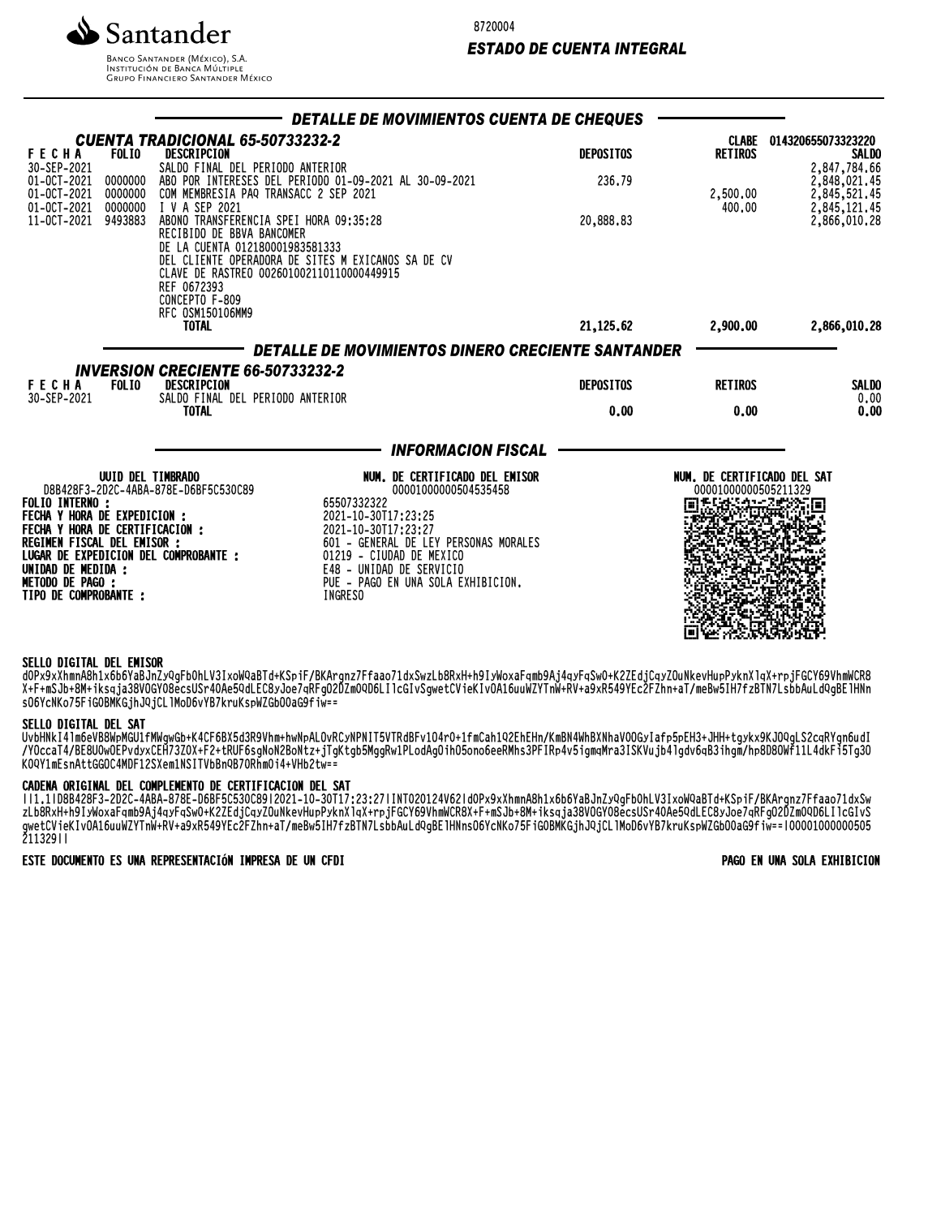Santander

Banco Santander (México), S.A.
Institución de Banca Múltiple
Grupo Financiero Santander México

8720004

*ESTADO DE CUENTA INTEGRAL*

## DETALLE DE MOVIMIENTOS CUENTA DE CHEQUES

### CUENTA TRADICIONAL 65-50733232-2

CLABE 014320655073323220

| FECHA | FOLIO | DESCRIPCION | DEPOSITOS | RETIROS | SALDO |
|---|---|---|---|---|---|
| 30-SEP-2021 | | SALDO FINAL DEL PERIODO ANTERIOR | | | 2,847,784.66 |
| 01-OCT-2021 | 0000000 | ABO POR INTERESES DEL PERIODO 01-09-2021 AL 30-09-2021 | 236.79 | | 2,848,021.45 |
| 01-OCT-2021 | 0000000 | COM MEMBRESIA PAQ TRANSACC 2 SEP 2021 | | 2,500.00 | 2,845,521.45 |
| 01-OCT-2021 | 0000000 | I V A SEP 2021 | | 400.00 | 2,845,121.45 |
| 11-OCT-2021 | 9493883 | ABONO TRANSFERENCIA SPEI HORA 09:35:28 RECIBIDO DE BBVA BANCOMER DE LA CUENTA 012180001983581333 DEL CLIENTE OPERADORA DE SITES M EXICANOS SA DE CV CLAVE DE RASTREO 002601002110110000449915 REF 0672393 CONCEPTO F-809 RFC OSM150106MM9 | 20,888.83 | | 2,866,010.28 |
| | | **TOTAL** | **21,125.62** | **2,900.00** | **2,866,010.28** |

## DETALLE DE MOVIMIENTOS DINERO CRECIENTE SANTANDER

### INVERSION CRECIENTE 66-50733232-2

| FECHA | FOLIO | DESCRIPCION | DEPOSITOS | RETIROS | SALDO |
|---|---|---|---|---|---|
| 30-SEP-2021 | | SALDO FINAL DEL PERIODO ANTERIOR | | | 0.00 |
| | | **TOTAL** | **0.00** | **0.00** | **0.00** |

## INFORMACION FISCAL

**UUID DEL TIMBRADO**
D8B428F3-2D2C-4ABA-878E-D6BF5C530C89

**NUM. DE CERTIFICADO DEL EMISOR**
00001000000504535458

**NUM. DE CERTIFICADO DEL SAT**
00001000000505211329

**FOLIO INTERNO :** 65507332322
**FECHA Y HORA DE EXPEDICION :** 2021-10-30T17:23:25
**FECHA Y HORA DE CERTIFICACION :** 2021-10-30T17:23:27
**REGIMEN FISCAL DEL EMISOR :** 601 - GENERAL DE LEY PERSONAS MORALES
**LUGAR DE EXPEDICION DEL COMPROBANTE :** 01219 - CIUDAD DE MEXICO
**UNIDAD DE MEDIDA :** E48 - UNIDAD DE SERVICIO
**METODO DE PAGO :** PUE - PAGO EN UNA SOLA EXHIBICION.
**TIPO DE COMPROBANTE :** INGRESO

**SELLO DIGITAL DEL EMISOR**

dOPx9xXhmnA8h1x6b6YaBJnZyQgFbOhLV3IxoWQaBTd+KSpiF/BKArgnz7Ffaao71dxSwzLb8RxH+h9IyWoxaFqmb9Aj4qyFqSwO+K2ZEdjCqyZOuNkevHupPyknXlqX+rpjFGCY69VhmWCR8X+F+mSJb+8M+iksqja38VOGYO8ecsUSr40Ae5QdLEC8yJoe7qRFgO2DZmOQD6LIlcGIvSgwetCVieKIvOA16uuWZYTnW+RV+a9xR549YEc2FZhn+aT/meBw5IH7fzBTN7LsbbAuLdQgBElHNns06YcNKo75FiGOBMKGjhJQjCLlMoD6vYB7kruKspWZGbOOaG9fiw==

**SELLO DIGITAL DEL SAT**

UvbHNkI4lm6eVB8WpMGU1fMWgwGb+K4CF6BX5d3R9Vhm+hwNpALOvRCyNPNIT5VTRdBFv1O4rO+1fmCah1Q2EhEHn/KmBN4WhBXNhaVOOGyIafp5pEH3+JHH+tgykx9KJ0QgLS2cqRYgn6udI/YOccaT4/BE8UOwOEPvdyxCEH73ZOX+F2+tRUF6sgNoN2BoNtz+jTgKtgb5MggRw1PLodAgOihO5ono6eeRMhs3PFIRp4v5igmqMra3ISKVujb4lgdv6qB3ihgm/hp8D8OWf11L4dkFi5Tg30KOQY1mEsnAttGGOC4MDF12SXem1NSITVbBnQB7ORhmOi4+VHb2tw==

**CADENA ORIGINAL DEL COMPLEMENTO DE CERTIFICACION DEL SAT**

||1.1|D8B428F3-2D2C-4ABA-878E-D6BF5C530C89|2021-10-30T17:23:27|INT020124V62|dOPx9xXhmnA8h1x6b6YaBJnZyQgFbOhLV3IxoWQaBTd+KSpiF/BKArgnz7Ffaao71dxSwzLb8RxH+h9IyWoxaFqmb9Aj4qyFqSwO+K2ZEdjCqyZOuNkevHupPyknXlqX+rpjFGCY69VhmWCR8X+F+mSJb+8M+iksqja38VOGYO8ecsUSr40Ae5QdLEC8yJoe7qRFgO2DZmOQD6LIlcGIvSgwetCVieKIvOA16uuWZYTnW+RV+a9xR549YEc2FZhn+aT/meBw5IH7fzBTN7LsbbAuLdQgBElHNns06YcNKo75FiGOBMKGjhJQjCLlMoD6vYB7kruKspWZGbOOaG9fiw==|00001000000505211329||

**ESTE DOCUMENTO ES UNA REPRESENTACIÓN IMPRESA DE UN CFDI** — **PAGO EN UNA SOLA EXHIBICION**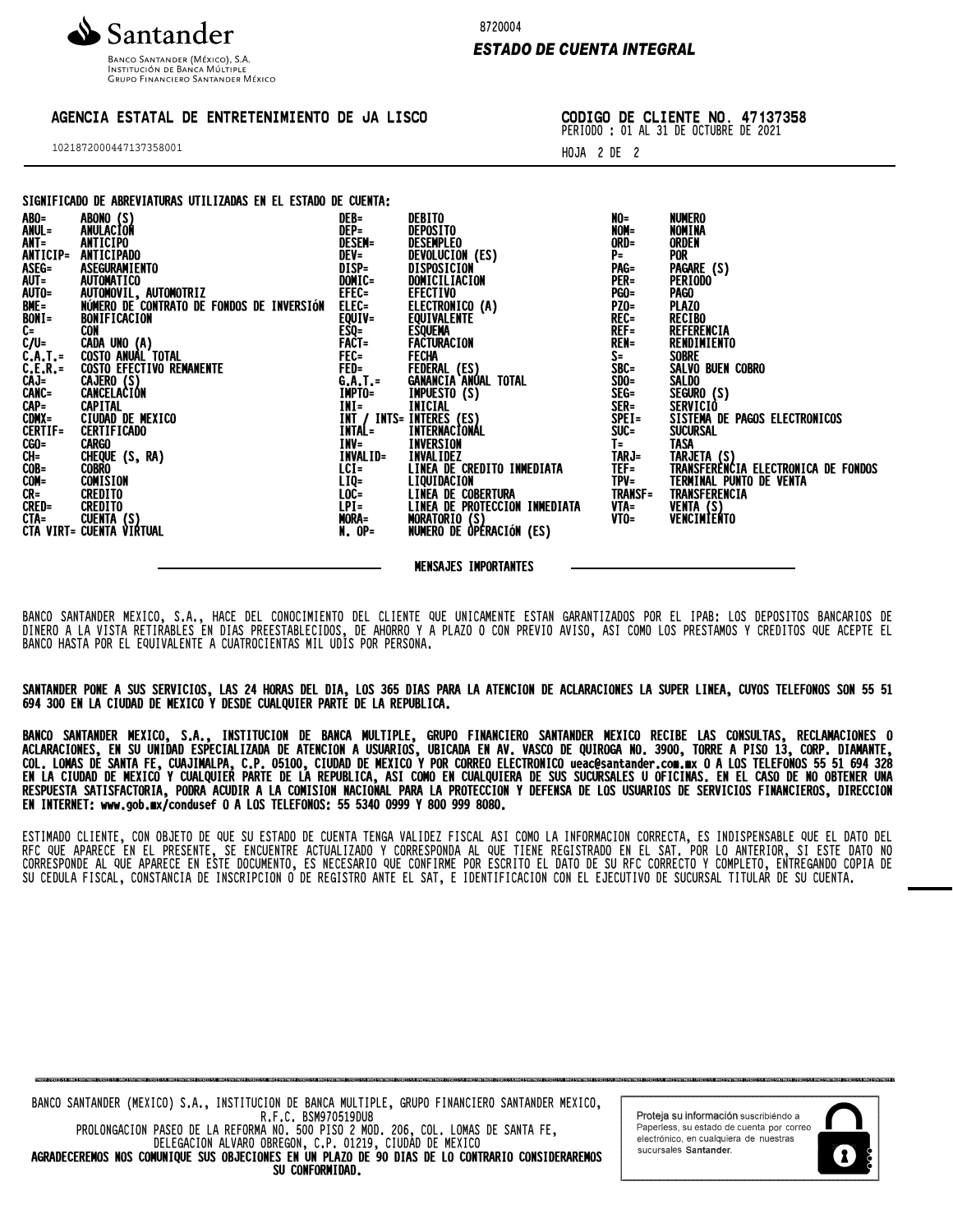Santander

BANCO SANTANDER (MÉXICO), S.A.
INSTITUCIÓN DE BANCA MÚLTIPLE
GRUPO FINANCIERO SANTANDER MÉXICO

8720004

***ESTADO DE CUENTA INTEGRAL***

AGENCIA ESTATAL DE ENTRETENIMIENTO DE JA LISCO

1021872000447137358001

**CODIGO DE CLIENTE NO. 47137358**
PERIODO : 01 AL 31 DE OCTUBRE DE 2021

HOJA 2 DE 2

**SIGNIFICADO DE ABREVIATURAS UTILIZADAS EN EL ESTADO DE CUENTA:**

| | | | | | |
|---|---|---|---|---|---|
| ABO= | ABONO (S) | DEB= | DEBITO | NO= | NUMERO |
| ANUL= | ANULACIÓN | DEP= | DEPOSITO | NOM= | NOMINA |
| ANT= | ANTICIPO | DESEM= | DESEMPLEO | ORD= | ORDEN |
| ANTICIP= | ANTICIPADO | DEV= | DEVOLUCION (ES) | P= | POR |
| ASEG= | ASEGURAMIENTO | DISP= | DISPOSICION | PAG= | PAGARE (S) |
| AUT= | AUTOMATICO | DOMIC= | DOMICILIACION | PER= | PERIODO |
| AUTO= | AUTOMOVIL, AUTOMOTRIZ | EFEC= | EFECTIVO | PGO= | PAGO |
| BME= | NÚMERO DE CONTRATO DE FONDOS DE INVERSIÓN | ELEC= | ELECTRONICO (A) | PZO= | PLAZO |
| BONI= | BONIFICACION | EQUIV= | EQUIVALENTE | REC= | RECIBO |
| C= | CON | ESQ= | ESQUEMA | REF= | REFERENCIA |
| C/U= | CADA UNO (A) | FACT= | FACTURACION | REN= | RENDIMIENTO |
| C.A.T.= | COSTO ANUAL TOTAL | FEC= | FECHA | S= | SOBRE |
| C.E.R.= | COSTO EFECTIVO REMANENTE | FED= | FEDERAL (ES) | SBC= | SALVO BUEN COBRO |
| CAJ= | CAJERO (S) | G.A.T.= | GANANCIA ANUAL TOTAL | SDO= | SALDO |
| CANC= | CANCELACIÓN | IMPTO= | IMPUESTO (S) | SEG= | SEGURO (S) |
| CAP= | CAPITAL | INI= | INICIAL | SER= | SERVICIO |
| CDMX= | CIUDAD DE MEXICO | INT / INTS= | INTERES (ES) | SPEI= | SISTEMA DE PAGOS ELECTRONICOS |
| CERTIF= | CERTIFICADO | INTAL= | INTERNACIONAL | SUC= | SUCURSAL |
| CGO= | CARGO | INV= | INVERSION | T= | TASA |
| CH= | CHEQUE (S, RA) | INVALID= | INVALIDEZ | TARJ= | TARJETA (S) |
| COB= | COBRO | LCI= | LINEA DE CREDITO INMEDIATA | TEF= | TRANSFERENCIA ELECTRONICA DE FONDOS |
| COM= | COMISION | LIQ= | LIQUIDACION | TPV= | TERMINAL PUNTO DE VENTA |
| CR= | CREDITO | LOC= | LINEA DE COBERTURA | TRANSF= | TRANSFERENCIA |
| CRED= | CREDITO | LPI= | LINEA DE PROTECCION INMEDIATA | VTA= | VENTA (S) |
| CTA= | CUENTA (S) | MORA= | MORATORIO (S) | VTO= | VENCIMIENTO |
| CTA VIRT= | CUENTA VIRTUAL | N. OP= | NUMERO DE OPERACIÓN (ES) | | |

**MENSAJES IMPORTANTES**

BANCO SANTANDER MEXICO, S.A., HACE DEL CONOCIMIENTO DEL CLIENTE QUE UNICAMENTE ESTAN GARANTIZADOS POR EL IPAB: LOS DEPOSITOS BANCARIOS DE DINERO A LA VISTA RETIRABLES EN DIAS PREESTABLECIDOS, DE AHORRO Y A PLAZO O CON PREVIO AVISO, ASI COMO LOS PRESTAMOS Y CREDITOS QUE ACEPTE EL BANCO HASTA POR EL EQUIVALENTE A CUATROCIENTAS MIL UDIS POR PERSONA.

**SANTANDER PONE A SUS SERVICIOS, LAS 24 HORAS DEL DIA, LOS 365 DIAS PARA LA ATENCION DE ACLARACIONES LA SUPER LINEA, CUYOS TELEFONOS SON 55 51 694 300 EN LA CIUDAD DE MEXICO Y DESDE CUALQUIER PARTE DE LA REPUBLICA.**

**BANCO SANTANDER MEXICO, S.A., INSTITUCION DE BANCA MULTIPLE, GRUPO FINANCIERO SANTANDER MEXICO RECIBE LAS CONSULTAS, RECLAMACIONES O ACLARACIONES, EN SU UNIDAD ESPECIALIZADA DE ATENCION A USUARIOS, UBICADA EN AV. VASCO DE QUIROGA NO. 3900, TORRE A PISO 13, CORP. DIAMANTE, COL. LOMAS DE SANTA FE, CUAJIMALPA, C.P. 05100, CIUDAD DE MEXICO Y POR CORREO ELECTRONICO ueac@santander.com.mx O A LOS TELEFONOS 55 51 694 328 EN LA CIUDAD DE MEXICO Y CUALQUIER PARTE DE LA REPUBLICA, ASI COMO EN CUALQUIERA DE SUS SUCURSALES U OFICINAS. EN EL CASO DE NO OBTENER UNA RESPUESTA SATISFACTORIA, PODRA ACUDIR A LA COMISION NACIONAL PARA LA PROTECCION Y DEFENSA DE LOS USUARIOS DE SERVICIOS FINANCIEROS, DIRECCION EN INTERNET: www.gob.mx/condusef O A LOS TELEFONOS: 55 5340 0999 Y 800 999 8080.**

ESTIMADO CLIENTE, CON OBJETO DE QUE SU ESTADO DE CUENTA TENGA VALIDEZ FISCAL ASI COMO LA INFORMACION CORRECTA, ES INDISPENSABLE QUE EL DATO DEL RFC QUE APARECE EN EL PRESENTE, SE ENCUENTRE ACTUALIZADO Y CORRESPONDA AL QUE TIENE REGISTRADO EN EL SAT. POR LO ANTERIOR, SI ESTE DATO NO CORRESPONDE AL QUE APARECE EN ESTE DOCUMENTO, ES NECESARIO QUE CONFIRME POR ESCRITO EL DATO DE SU RFC CORRECTO Y COMPLETO, ENTREGANDO COPIA DE SU CEDULA FISCAL, CONSTANCIA DE INSCRIPCION O DE REGISTRO ANTE EL SAT, E IDENTIFICACION CON EL EJECUTIVO DE SUCURSAL TITULAR DE SU CUENTA.

BANCO SANTANDER (MEXICO) S.A., INSTITUCION DE BANCA MULTIPLE, GRUPO FINANCIERO SANTANDER MEXICO,
R.F.C. BSM970519DU8
PROLONGACION PASEO DE LA REFORMA NO. 500 PISO 2 MOD. 206, COL. LOMAS DE SANTA FE,
DELEGACION ALVARO OBREGON, C.P. 01219, CIUDAD DE MEXICO
**AGRADECEREMOS NOS COMUNIQUE SUS OBJECIONES EN UN PLAZO DE 90 DIAS DE LO CONTRARIO CONSIDERAREMOS SU CONFORMIDAD.**

**Proteja su información** suscribiéndo a Paperless, su estado de cuenta por correo electrónico, en cualquiera de nuestras sucursales **Santander**.